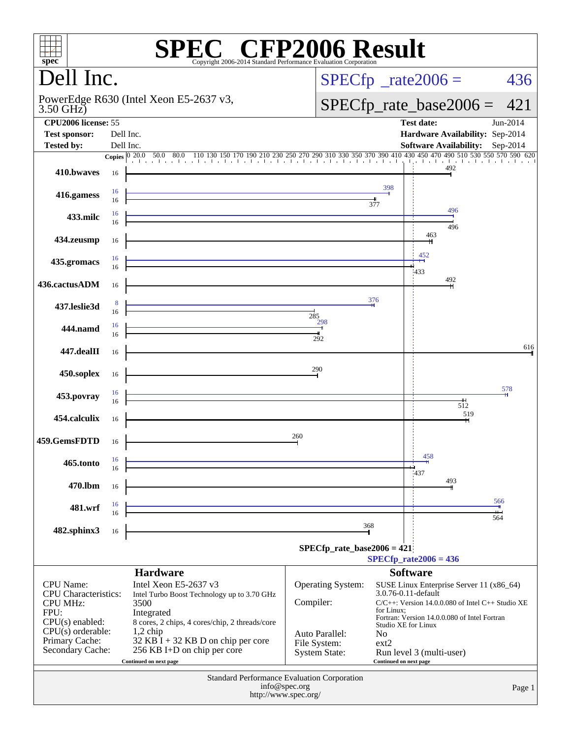# SPEC CFP2006 Result

Copyright 2006-2014 Standard Performance Evaluation Corporation

## Dell Inc.

PowerEdge R630 (Intel Xeon E5-2637 v3, 3.50 GHz)

SPECfp_rate2006 = 436

SPECfp_rate_base2006 = 421

| | | | |
|---|---|---|---|
| **CPU2006 license:** | 55 | **Test date:** | Jun-2014 |
| **Test sponsor:** | Dell Inc. | **Hardware Availability:** | Sep-2014 |
| **Tested by:** | Dell Inc. | **Software Availability:** | Sep-2014 |

| Benchmark | Copies (peak) | Peak | Copies (base) | Base |
|---|---|---|---|---|
| 410.bwaves | | | 16 | 492 |
| 416.gamess | 16 | 398 | 16 | 377 |
| 433.milc | 16 | 496 | 16 | 496 |
| 434.zeusmp | | | 16 | 463 |
| 435.gromacs | 16 | 452 | 16 | 433 |
| 436.cactusADM | | | 16 | 492 |
| 437.leslie3d | 8 | 376 | 16 | 285 |
| 444.namd | 16 | 298 | 16 | 292 |
| 447.dealII | | | 16 | 616 |
| 450.soplex | | | 16 | 290 |
| 453.povray | 16 | 578 | 16 | 512 |
| 454.calculix | | | 16 | 519 |
| 459.GemsFDTD | | | 16 | 260 |
| 465.tonto | 16 | 458 | 16 | 437 |
| 470.lbm | | | 16 | 493 |
| 481.wrf | 16 | 566 | 16 | 564 |
| 482.sphinx3 | | | 16 | 368 |

SPECfp_rate_base2006 = 421

SPECfp_rate2006 = 436

## Hardware

| | |
|---|---|
| CPU Name: | Intel Xeon E5-2637 v3 |
| CPU Characteristics: | Intel Turbo Boost Technology up to 3.70 GHz |
| CPU MHz: | 3500 |
| FPU: | Integrated |
| CPU(s) enabled: | 8 cores, 2 chips, 4 cores/chip, 2 threads/core |
| CPU(s) orderable: | 1,2 chip |
| Primary Cache: | 32 KB I + 32 KB D on chip per core |
| Secondary Cache: | 256 KB I+D on chip per core |

Continued on next page

## Software

| | |
|---|---|
| Operating System: | SUSE Linux Enterprise Server 11 (x86_64) 3.0.76-0.11-default |
| Compiler: | C/C++: Version 14.0.0.080 of Intel C++ Studio XE for Linux; Fortran: Version 14.0.0.080 of Intel Fortran Studio XE for Linux |
| Auto Parallel: | No |
| File System: | ext2 |
| System State: | Run level 3 (multi-user) |

Continued on next page

Standard Performance Evaluation Corporation
info@spec.org
http://www.spec.org/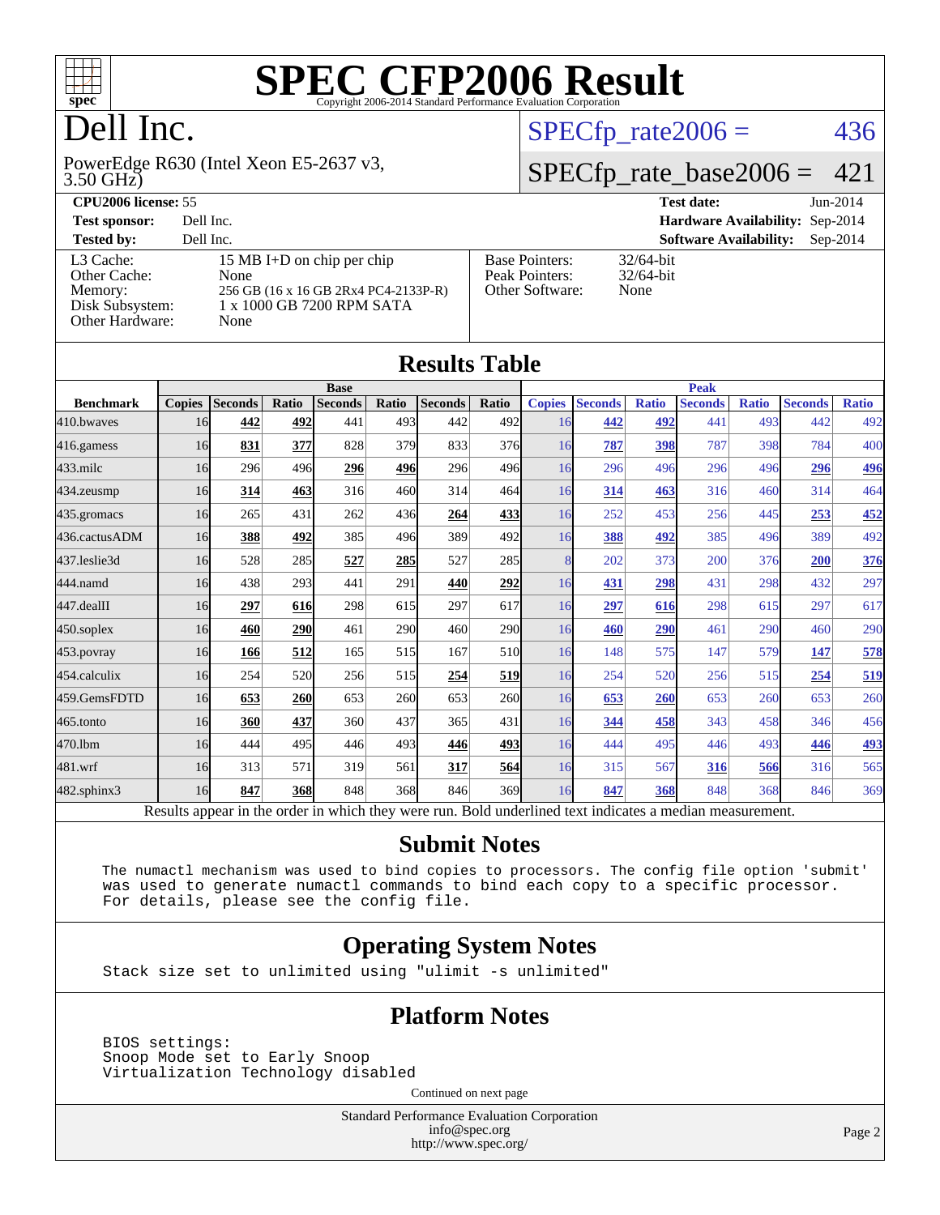# SPEC CFP2006 Result

Copyright 2006-2014 Standard Performance Evaluation Corporation

# Dell Inc.

PowerEdge R630 (Intel Xeon E5-2637 v3, 3.50 GHz)

SPECfp_rate2006 = 436

SPECfp_rate_base2006 = 421

**CPU2006 license:** 55

**Test sponsor:** Dell Inc.

**Tested by:** Dell Inc.

**Test date:** Jun-2014

**Hardware Availability:** Sep-2014

**Software Availability:** Sep-2014

| | |
|---|---|
| L3 Cache: | 15 MB I+D on chip per chip |
| Other Cache: | None |
| Memory: | 256 GB (16 x 16 GB 2Rx4 PC4-2133P-R) |
| Disk Subsystem: | 1 x 1000 GB 7200 RPM SATA |
| Other Hardware: | None |

| | |
|---|---|
| Base Pointers: | 32/64-bit |
| Peak Pointers: | 32/64-bit |
| Other Software: | None |

## Results Table

| Benchmark | Base | | | | | | | Peak | | | | | | |
|---|---|---|---|---|---|---|---|---|---|---|---|---|---|---|
| | Copies | Seconds | Ratio | Seconds | Ratio | Seconds | Ratio | Copies | Seconds | Ratio | Seconds | Ratio | Seconds | Ratio |
| 410.bwaves | 16 | **442** | **492** | 441 | 493 | 442 | 492 | 16 | **442** | **492** | 441 | 493 | 442 | 492 |
| 416.gamess | 16 | **831** | **377** | 828 | 379 | 833 | 376 | 16 | **787** | **398** | 787 | 398 | 784 | 400 |
| 433.milc | 16 | 296 | 496 | **296** | **496** | 296 | 496 | 16 | 296 | 496 | 296 | 496 | **296** | **496** |
| 434.zeusmp | 16 | **314** | **463** | 316 | 460 | 314 | 464 | 16 | **314** | **463** | 316 | 460 | 314 | 464 |
| 435.gromacs | 16 | 265 | 431 | 262 | 436 | **264** | **433** | 16 | 252 | 453 | 256 | 445 | **253** | **452** |
| 436.cactusADM | 16 | **388** | **492** | 385 | 496 | 389 | 492 | 16 | **388** | **492** | 385 | 496 | 389 | 492 |
| 437.leslie3d | 16 | 528 | 285 | **527** | **285** | 527 | 285 | 8 | 202 | 373 | 200 | 376 | **200** | **376** |
| 444.namd | 16 | 438 | 293 | 441 | 291 | **440** | **292** | 16 | **431** | **298** | 431 | 298 | 432 | 297 |
| 447.dealII | 16 | **297** | **616** | 298 | 615 | 297 | 617 | 16 | **297** | **616** | 298 | 615 | 297 | 617 |
| 450.soplex | 16 | **460** | **290** | 461 | 290 | 460 | 290 | 16 | **460** | **290** | 461 | 290 | 460 | 290 |
| 453.povray | 16 | **166** | **512** | 165 | 515 | 167 | 510 | 16 | 148 | 575 | 147 | 579 | **147** | **578** |
| 454.calculix | 16 | 254 | 520 | 256 | 515 | **254** | **519** | 16 | 254 | 520 | 256 | 515 | **254** | **519** |
| 459.GemsFDTD | 16 | **653** | **260** | 653 | 260 | 653 | 260 | 16 | **653** | **260** | 653 | 260 | 653 | 260 |
| 465.tonto | 16 | **360** | **437** | 360 | 437 | 365 | 431 | 16 | **344** | **458** | 343 | 458 | 346 | 456 |
| 470.lbm | 16 | 444 | 495 | 446 | 493 | **446** | **493** | 16 | 444 | 495 | 446 | 493 | **446** | **493** |
| 481.wrf | 16 | 313 | 571 | 319 | 561 | **317** | **564** | 16 | 315 | 567 | **316** | **566** | 316 | 565 |
| 482.sphinx3 | 16 | **847** | **368** | 848 | 368 | 846 | 369 | 16 | **847** | **368** | 848 | 368 | 846 | 369 |

Results appear in the order in which they were run. Bold underlined text indicates a median measurement.

## Submit Notes

```
The numactl mechanism was used to bind copies to processors. The config file option 'submit'
was used to generate numactl commands to bind each copy to a specific processor.
For details, please see the config file.
```

## Operating System Notes

```
Stack size set to unlimited using "ulimit -s unlimited"
```

## Platform Notes

```
BIOS settings:
Snoop Mode set to Early Snoop
Virtualization Technology disabled
```

Continued on next page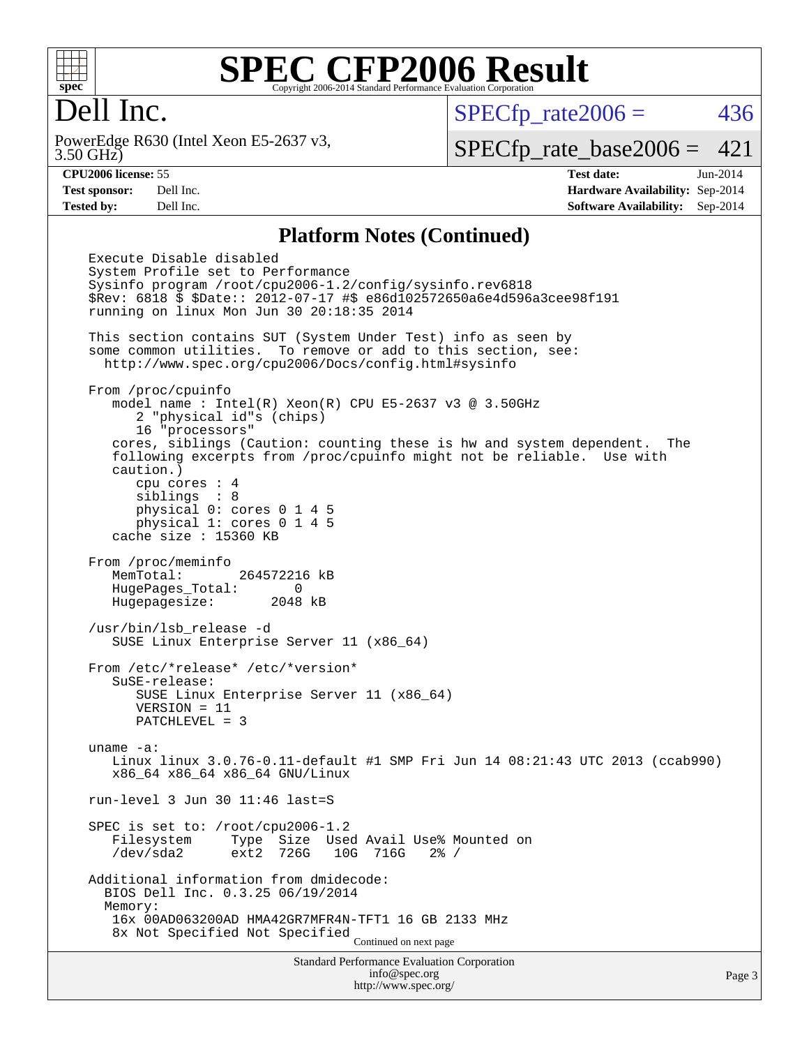# SPEC CFP2006 Result

Copyright 2006-2014 Standard Performance Evaluation Corporation

## Dell Inc.

PowerEdge R630 (Intel Xeon E5-2637 v3, 3.50 GHz)

SPECfp_rate2006 = 436

SPECfp_rate_base2006 = 421

**CPU2006 license:** 55

**Test sponsor:** Dell Inc.

**Tested by:** Dell Inc.

**Test date:** Jun-2014

**Hardware Availability:** Sep-2014

**Software Availability:** Sep-2014

### Platform Notes (Continued)

```
Execute Disable disabled
System Profile set to Performance
Sysinfo program /root/cpu2006-1.2/config/sysinfo.rev6818
$Rev: 6818 $ $Date:: 2012-07-17 #$ e86d102572650a6e4d596a3cee98f191
running on linux Mon Jun 30 20:18:35 2014

This section contains SUT (System Under Test) info as seen by
some common utilities.  To remove or add to this section, see:
  http://www.spec.org/cpu2006/Docs/config.html#sysinfo

From /proc/cpuinfo
   model name : Intel(R) Xeon(R) CPU E5-2637 v3 @ 3.50GHz
      2 "physical id"s (chips)
      16 "processors"
   cores, siblings (Caution: counting these is hw and system dependent.  The
   following excerpts from /proc/cpuinfo might not be reliable.  Use with
   caution.)
      cpu cores : 4
      siblings  : 8
      physical 0: cores 0 1 4 5
      physical 1: cores 0 1 4 5
   cache size : 15360 KB

From /proc/meminfo
   MemTotal:       264572216 kB
   HugePages_Total:       0
   Hugepagesize:       2048 kB

/usr/bin/lsb_release -d
   SUSE Linux Enterprise Server 11 (x86_64)

From /etc/*release* /etc/*version*
   SuSE-release:
      SUSE Linux Enterprise Server 11 (x86_64)
      VERSION = 11
      PATCHLEVEL = 3

uname -a:
   Linux linux 3.0.76-0.11-default #1 SMP Fri Jun 14 08:21:43 UTC 2013 (ccab990)
   x86_64 x86_64 x86_64 GNU/Linux

run-level 3 Jun 30 11:46 last=S

SPEC is set to: /root/cpu2006-1.2
   Filesystem     Type  Size  Used Avail Use% Mounted on
   /dev/sda2      ext2  726G   10G  716G   2% /

Additional information from dmidecode:
  BIOS Dell Inc. 0.3.25 06/19/2014
  Memory:
   16x 00AD063200AD HMA42GR7MFR4N-TFT1 16 GB 2133 MHz
   8x Not Specified Not Specified
```

Continued on next page

Standard Performance Evaluation Corporation
info@spec.org
http://www.spec.org/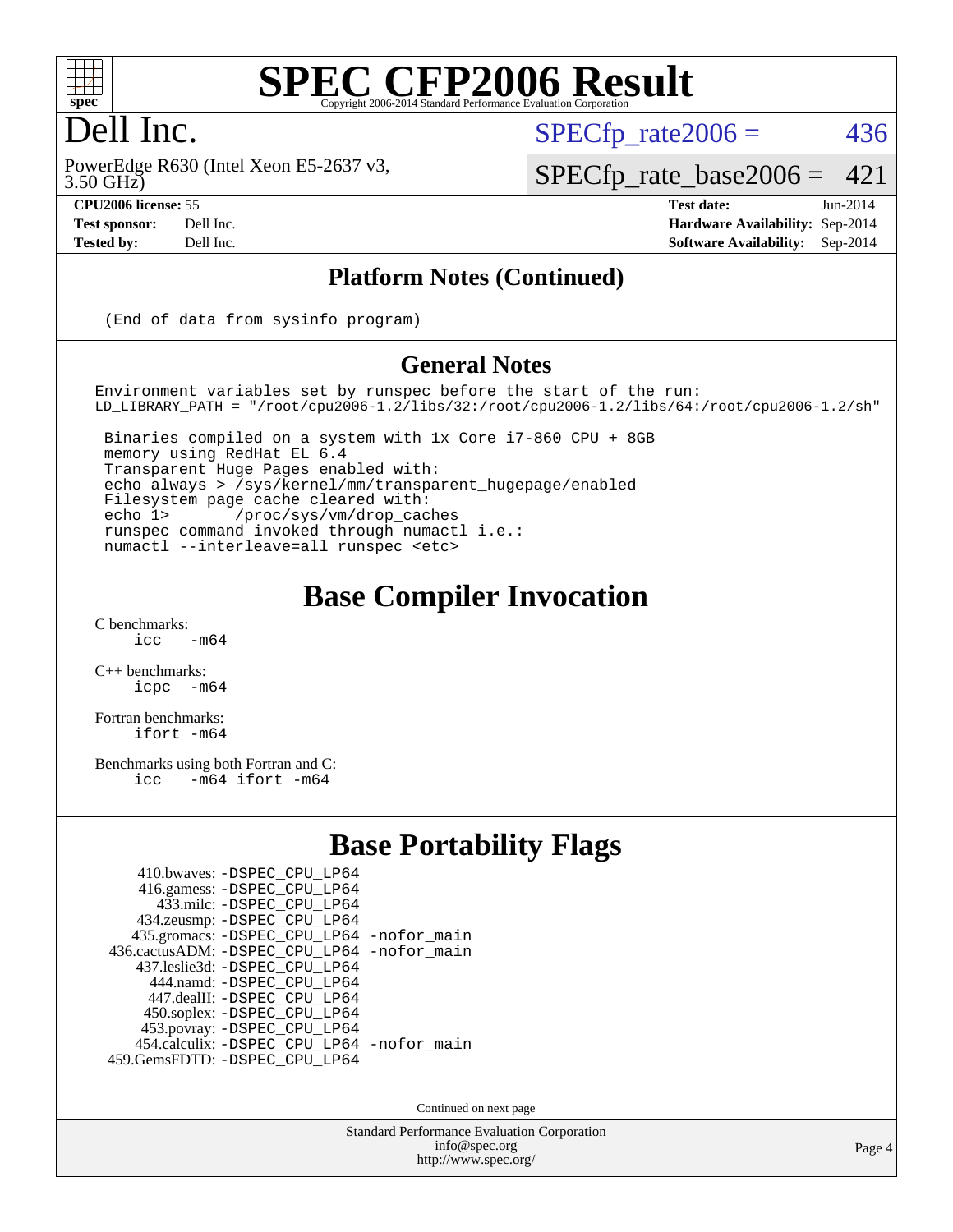# SPEC CFP2006 Result

Copyright 2006-2014 Standard Performance Evaluation Corporation

## Dell Inc.

PowerEdge R630 (Intel Xeon E5-2637 v3, 3.50 GHz)

SPECfp_rate2006 = 436

SPECfp_rate_base2006 = 421

| | | | |
|---|---|---|---|
| **CPU2006 license:** | 55 | **Test date:** | Jun-2014 |
| **Test sponsor:** | Dell Inc. | **Hardware Availability:** | Sep-2014 |
| **Tested by:** | Dell Inc. | **Software Availability:** | Sep-2014 |

### Platform Notes (Continued)

```
(End of data from sysinfo program)
```

### General Notes

```
Environment variables set by runspec before the start of the run:
LD_LIBRARY_PATH = "/root/cpu2006-1.2/libs/32:/root/cpu2006-1.2/libs/64:/root/cpu2006-1.2/sh"

 Binaries compiled on a system with 1x Core i7-860 CPU + 8GB
 memory using RedHat EL 6.4
 Transparent Huge Pages enabled with:
 echo always > /sys/kernel/mm/transparent_hugepage/enabled
 Filesystem page cache cleared with:
 echo 1>       /proc/sys/vm/drop_caches
 runspec command invoked through numactl i.e.:
 numactl --interleave=all runspec <etc>
```

## Base Compiler Invocation

C benchmarks:
```
icc   -m64
```

C++ benchmarks:
```
icpc  -m64
```

Fortran benchmarks:
```
ifort -m64
```

Benchmarks using both Fortran and C:
```
icc   -m64 ifort -m64
```

## Base Portability Flags

```
    410.bwaves: -DSPEC_CPU_LP64
    416.gamess: -DSPEC_CPU_LP64
      433.milc: -DSPEC_CPU_LP64
    434.zeusmp: -DSPEC_CPU_LP64
   435.gromacs: -DSPEC_CPU_LP64 -nofor_main
 436.cactusADM: -DSPEC_CPU_LP64 -nofor_main
   437.leslie3d: -DSPEC_CPU_LP64
     444.namd: -DSPEC_CPU_LP64
    447.dealII: -DSPEC_CPU_LP64
    450.soplex: -DSPEC_CPU_LP64
    453.povray: -DSPEC_CPU_LP64
  454.calculix: -DSPEC_CPU_LP64 -nofor_main
 459.GemsFDTD: -DSPEC_CPU_LP64
```

Continued on next page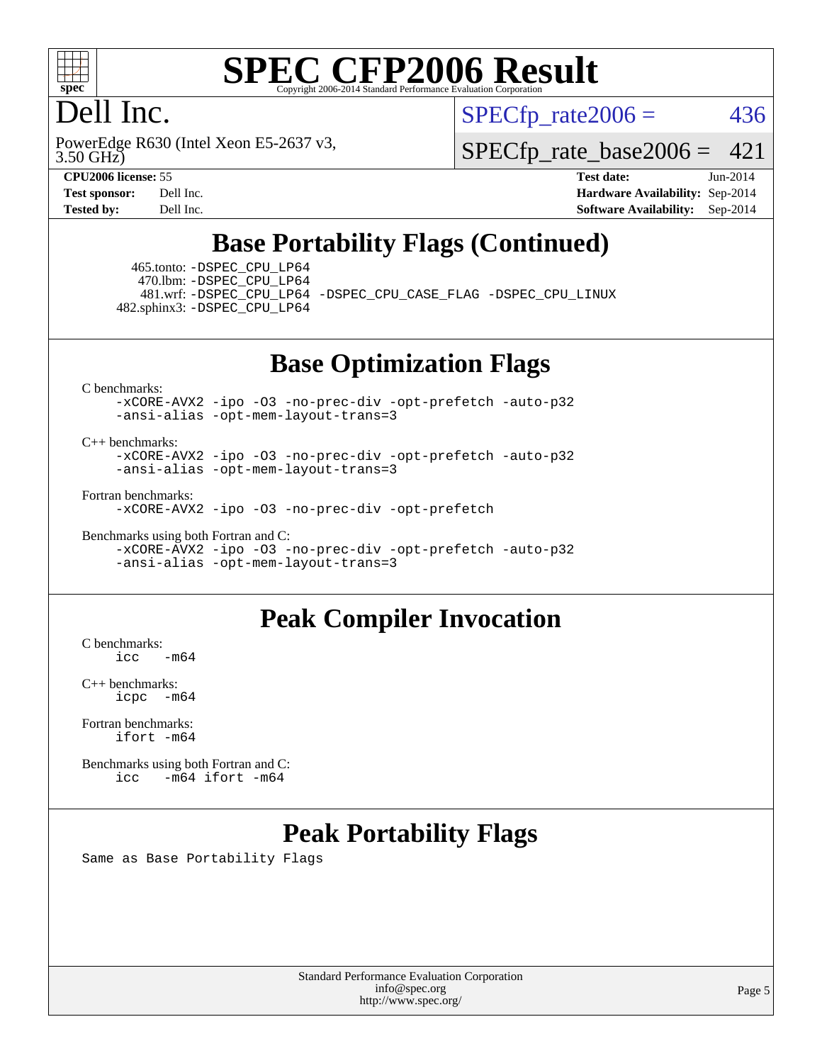# SPEC CFP2006 Result

Copyright 2006-2014 Standard Performance Evaluation Corporation

## Dell Inc.

PowerEdge R630 (Intel Xeon E5-2637 v3, 3.50 GHz)

SPECfp_rate2006 = 436

SPECfp_rate_base2006 = 421

| | | | |
|---|---|---|---|
| **CPU2006 license:** | 55 | **Test date:** | Jun-2014 |
| **Test sponsor:** | Dell Inc. | **Hardware Availability:** | Sep-2014 |
| **Tested by:** | Dell Inc. | **Software Availability:** | Sep-2014 |

## Base Portability Flags (Continued)

465.tonto: -DSPEC_CPU_LP64
470.lbm: -DSPEC_CPU_LP64
481.wrf: -DSPEC_CPU_LP64 -DSPEC_CPU_CASE_FLAG -DSPEC_CPU_LINUX
482.sphinx3: -DSPEC_CPU_LP64

## Base Optimization Flags

C benchmarks:
```
-xCORE-AVX2 -ipo -O3 -no-prec-div -opt-prefetch -auto-p32
-ansi-alias -opt-mem-layout-trans=3
```

C++ benchmarks:
```
-xCORE-AVX2 -ipo -O3 -no-prec-div -opt-prefetch -auto-p32
-ansi-alias -opt-mem-layout-trans=3
```

Fortran benchmarks:
```
-xCORE-AVX2 -ipo -O3 -no-prec-div -opt-prefetch
```

Benchmarks using both Fortran and C:
```
-xCORE-AVX2 -ipo -O3 -no-prec-div -opt-prefetch -auto-p32
-ansi-alias -opt-mem-layout-trans=3
```

## Peak Compiler Invocation

C benchmarks:
```
icc   -m64
```

C++ benchmarks:
```
icpc  -m64
```

Fortran benchmarks:
```
ifort -m64
```

Benchmarks using both Fortran and C:
```
icc   -m64 ifort -m64
```

## Peak Portability Flags

Same as Base Portability Flags

Standard Performance Evaluation Corporation
info@spec.org
http://www.spec.org/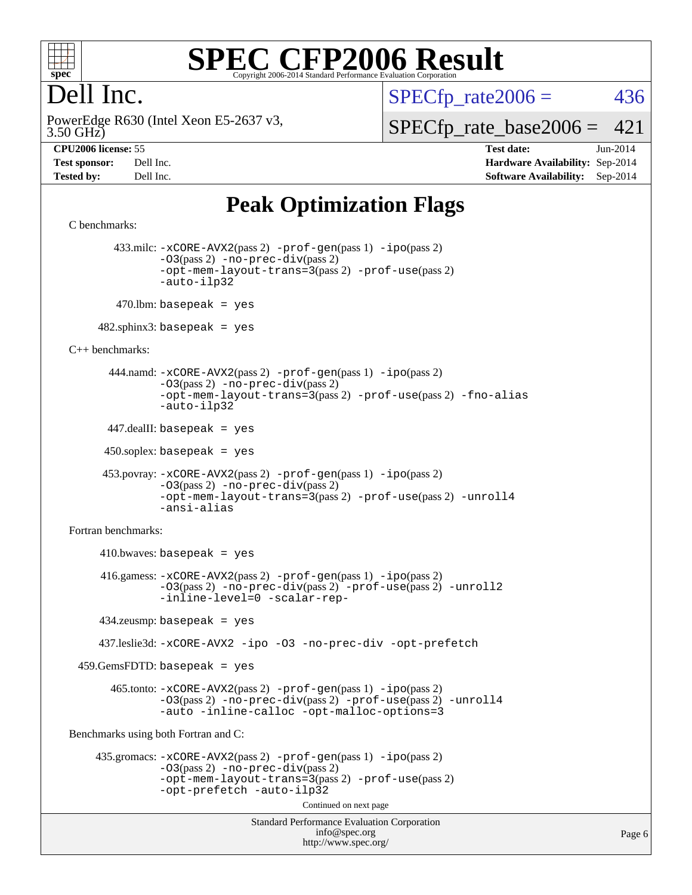# SPEC CFP2006 Result

Copyright 2006-2014 Standard Performance Evaluation Corporation

## Dell Inc.

PowerEdge R630 (Intel Xeon E5-2637 v3, 3.50 GHz)

SPECfp_rate2006 = 436

SPECfp_rate_base2006 = 421

| | | | |
|---|---|---|---|
| **CPU2006 license:** | 55 | **Test date:** | Jun-2014 |
| **Test sponsor:** | Dell Inc. | **Hardware Availability:** | Sep-2014 |
| **Tested by:** | Dell Inc. | **Software Availability:** | Sep-2014 |

## Peak Optimization Flags

C benchmarks:

433.milc: -xCORE-AVX2(pass 2) -prof-gen(pass 1) -ipo(pass 2) -O3(pass 2) -no-prec-div(pass 2) -opt-mem-layout-trans=3(pass 2) -prof-use(pass 2) -auto-ilp32

470.lbm: basepeak = yes

482.sphinx3: basepeak = yes

C++ benchmarks:

444.namd: -xCORE-AVX2(pass 2) -prof-gen(pass 1) -ipo(pass 2) -O3(pass 2) -no-prec-div(pass 2) -opt-mem-layout-trans=3(pass 2) -prof-use(pass 2) -fno-alias -auto-ilp32

447.dealII: basepeak = yes

450.soplex: basepeak = yes

453.povray: -xCORE-AVX2(pass 2) -prof-gen(pass 1) -ipo(pass 2) -O3(pass 2) -no-prec-div(pass 2) -opt-mem-layout-trans=3(pass 2) -prof-use(pass 2) -unroll4 -ansi-alias

Fortran benchmarks:

410.bwaves: basepeak = yes

416.gamess: -xCORE-AVX2(pass 2) -prof-gen(pass 1) -ipo(pass 2) -O3(pass 2) -no-prec-div(pass 2) -prof-use(pass 2) -unroll2 -inline-level=0 -scalar-rep-

434.zeusmp: basepeak = yes

437.leslie3d: -xCORE-AVX2 -ipo -O3 -no-prec-div -opt-prefetch

459.GemsFDTD: basepeak = yes

465.tonto: -xCORE-AVX2(pass 2) -prof-gen(pass 1) -ipo(pass 2) -O3(pass 2) -no-prec-div(pass 2) -prof-use(pass 2) -unroll4 -auto -inline-calloc -opt-malloc-options=3

Benchmarks using both Fortran and C:

435.gromacs: -xCORE-AVX2(pass 2) -prof-gen(pass 1) -ipo(pass 2) -O3(pass 2) -no-prec-div(pass 2) -opt-mem-layout-trans=3(pass 2) -prof-use(pass 2) -opt-prefetch -auto-ilp32

Continued on next page

Standard Performance Evaluation Corporation
info@spec.org
http://www.spec.org/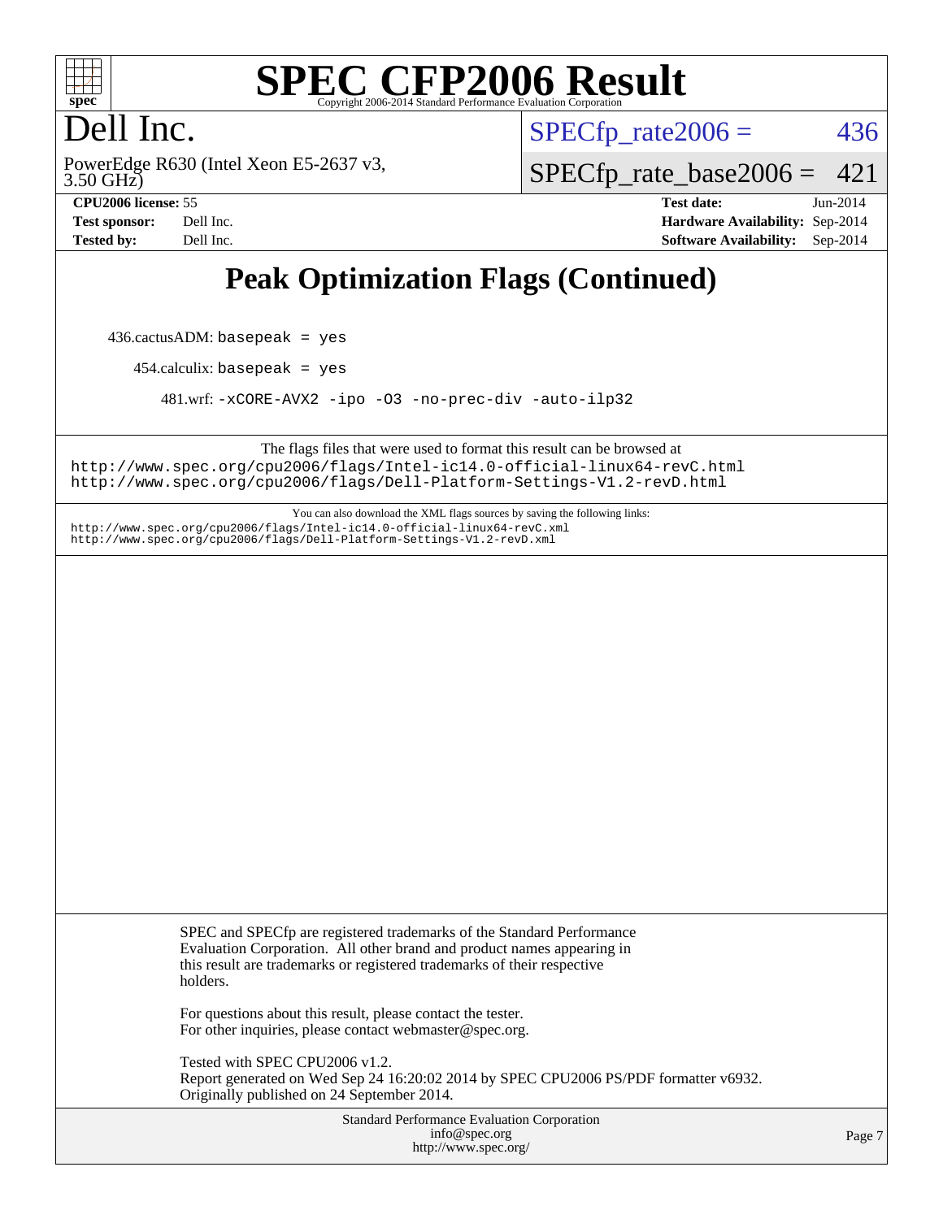# Dell Inc.

PowerEdge R630 (Intel Xeon E5-2637 v3, 3.50 GHz)

SPECfp_rate2006 = 436

SPECfp_rate_base2006 = 421

**CPU2006 license:** 55
**Test sponsor:** Dell Inc.
**Tested by:** Dell Inc.

**Test date:** Jun-2014
**Hardware Availability:** Sep-2014
**Software Availability:** Sep-2014

## Peak Optimization Flags (Continued)

436.cactusADM: `basepeak = yes`

454.calculix: `basepeak = yes`

481.wrf: `-xCORE-AVX2 -ipo -O3 -no-prec-div -auto-ilp32`

The flags files that were used to format this result can be browsed at

http://www.spec.org/cpu2006/flags/Intel-ic14.0-official-linux64-revC.html
http://www.spec.org/cpu2006/flags/Dell-Platform-Settings-V1.2-revD.html

You can also download the XML flags sources by saving the following links:

http://www.spec.org/cpu2006/flags/Intel-ic14.0-official-linux64-revC.xml
http://www.spec.org/cpu2006/flags/Dell-Platform-Settings-V1.2-revD.xml

SPEC and SPECfp are registered trademarks of the Standard Performance Evaluation Corporation. All other brand and product names appearing in this result are trademarks or registered trademarks of their respective holders.

For questions about this result, please contact the tester.
For other inquiries, please contact webmaster@spec.org.

Tested with SPEC CPU2006 v1.2.
Report generated on Wed Sep 24 16:20:02 2014 by SPEC CPU2006 PS/PDF formatter v6932.
Originally published on 24 September 2014.